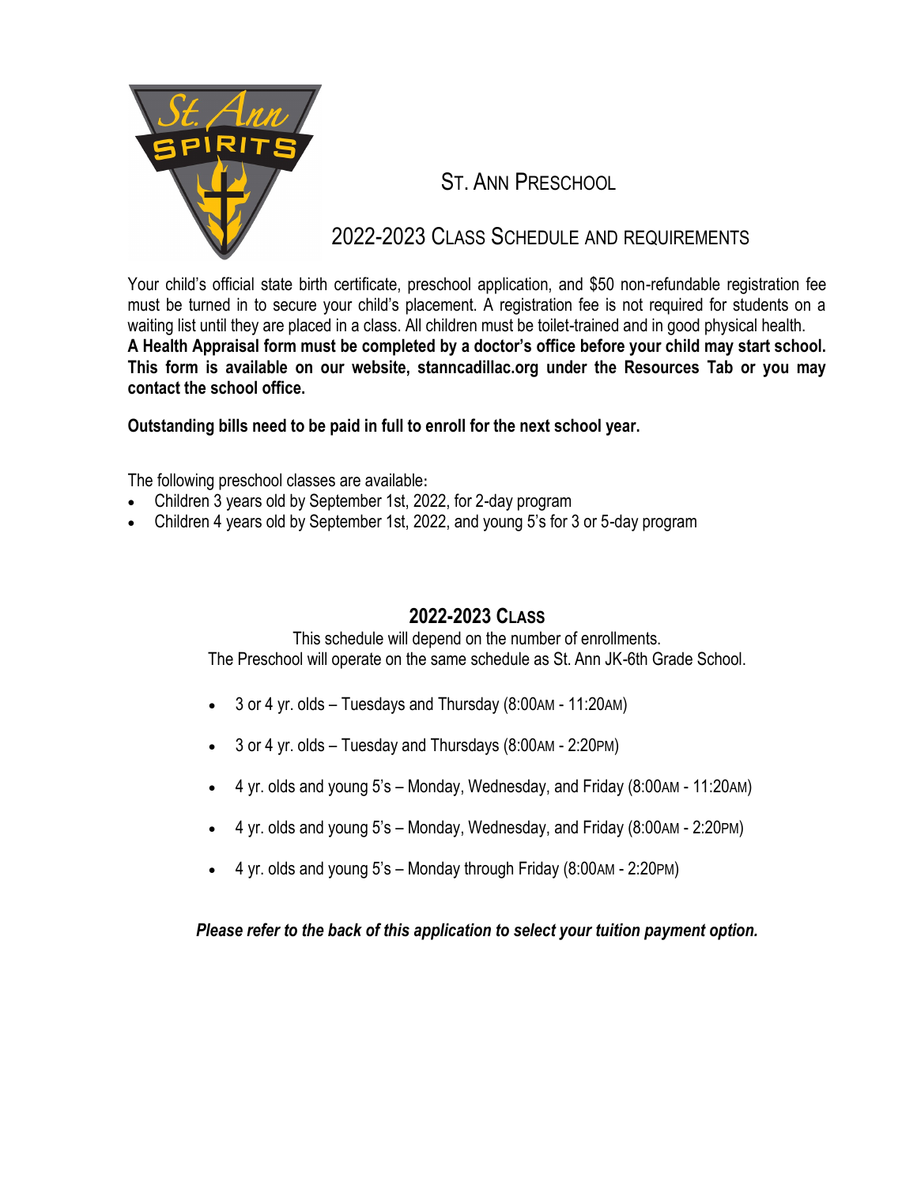# St. Ann Preschool

## 2022-2023 Class Schedule and Requirements

Your child's official state birth certificate, preschool application, and $50 non-refundable registration fee must be turned in to secure your child's placement. A registration fee is not required for students on a waiting list until they are placed in a class. All children must be toilet-trained and in good physical health. **A Health Appraisal form must be completed by a doctor's office before your child may start school. This form is available on our website, stanncadillac.org under the Resources Tab or you may contact the school office.**

**Outstanding bills need to be paid in full to enroll for the next school year.**

The following preschool classes are available:

- Children 3 years old by September 1st, 2022, for 2-day program
- Children 4 years old by September 1st, 2022, and young 5's for 3 or 5-day program

## 2022-2023 Class

This schedule will depend on the number of enrollments.
The Preschool will operate on the same schedule as St. Ann JK-6th Grade School.

- 3 or 4 yr. olds – Tuesdays and Thursday (8:00AM - 11:20AM)
- 3 or 4 yr. olds – Tuesday and Thursdays (8:00AM - 2:20PM)
- 4 yr. olds and young 5's – Monday, Wednesday, and Friday (8:00AM - 11:20AM)
- 4 yr. olds and young 5's – Monday, Wednesday, and Friday (8:00AM - 2:20PM)
- 4 yr. olds and young 5's – Monday through Friday (8:00AM - 2:20PM)

***Please refer to the back of this application to select your tuition payment option.***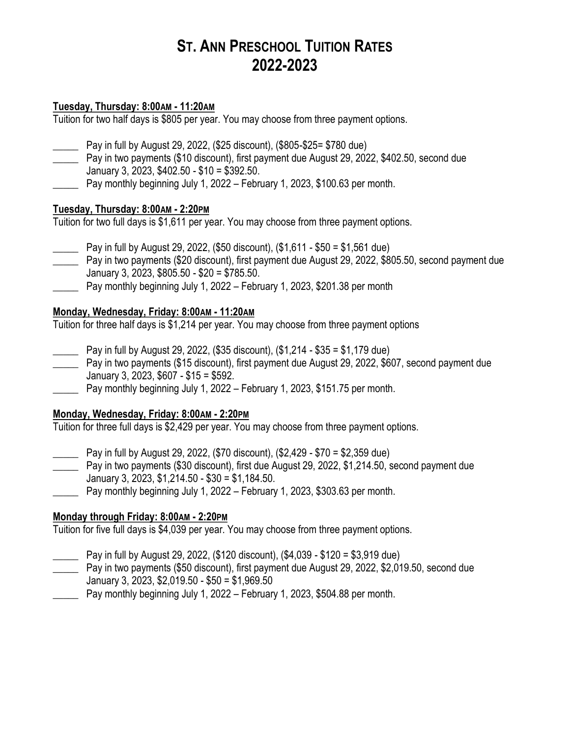# St. Ann Preschool Tuition Rates 2022-2023

**Tuesday, Thursday: 8:00AM - 11:20AM**

Tuition for two half days is $805 per year. You may choose from three payment options.

_____ Pay in full by August 29, 2022, ($25 discount), ($805-$25= $780 due)
_____ Pay in two payments ($10 discount), first payment due August 29, 2022, $402.50, second due January 3, 2023, $402.50 - $10 = $392.50.
_____ Pay monthly beginning July 1, 2022 – February 1, 2023, $100.63 per month.

**Tuesday, Thursday: 8:00AM - 2:20PM**

Tuition for two full days is $1,611 per year. You may choose from three payment options.

_____ Pay in full by August 29, 2022, ($50 discount), ($1,611 - $50 = $1,561 due)
_____ Pay in two payments ($20 discount), first payment due August 29, 2022, $805.50, second payment due January 3, 2023, $805.50 - $20 = $785.50.
_____ Pay monthly beginning July 1, 2022 – February 1, 2023, $201.38 per month

**Monday, Wednesday, Friday: 8:00AM - 11:20AM**

Tuition for three half days is $1,214 per year. You may choose from three payment options

_____ Pay in full by August 29, 2022, ($35 discount), ($1,214 - $35 = $1,179 due)
_____ Pay in two payments ($15 discount), first payment due August 29, 2022, $607, second payment due January 3, 2023, $607 - $15 = $592.
_____ Pay monthly beginning July 1, 2022 – February 1, 2023, $151.75 per month.

**Monday, Wednesday, Friday: 8:00AM - 2:20PM**

Tuition for three full days is $2,429 per year. You may choose from three payment options.

_____ Pay in full by August 29, 2022, ($70 discount), ($2,429 - $70 = $2,359 due)
_____ Pay in two payments ($30 discount), first due August 29, 2022, $1,214.50, second payment due January 3, 2023, $1,214.50 - $30 = $1,184.50.
_____ Pay monthly beginning July 1, 2022 – February 1, 2023, $303.63 per month.

**Monday through Friday: 8:00AM - 2:20PM**

Tuition for five full days is $4,039 per year. You may choose from three payment options.

_____ Pay in full by August 29, 2022, ($120 discount), ($4,039 - $120 = $3,919 due)
_____ Pay in two payments ($50 discount), first payment due August 29, 2022, $2,019.50, second due January 3, 2023, $2,019.50 - $50 = $1,969.50
_____ Pay monthly beginning July 1, 2022 – February 1, 2023, $504.88 per month.